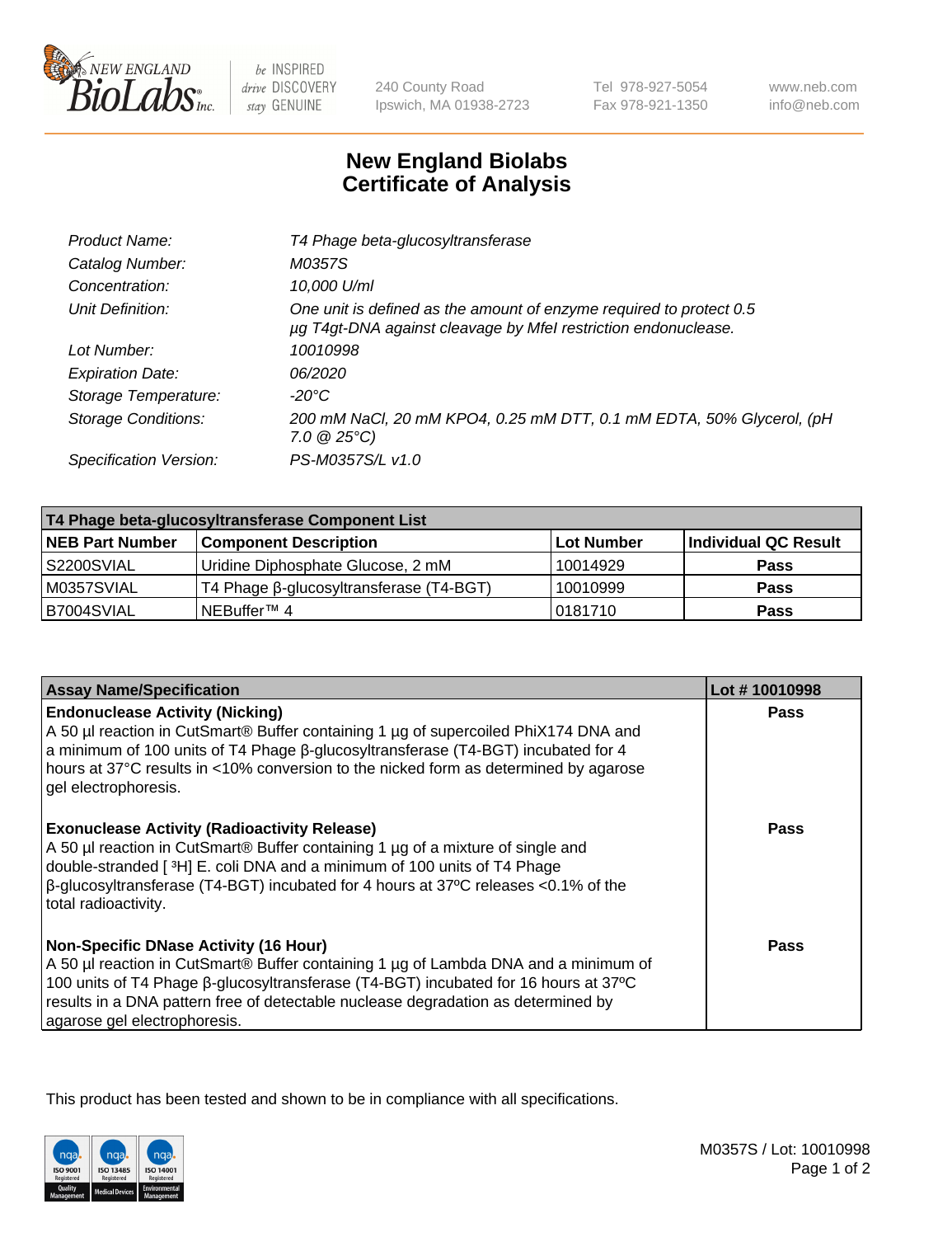New England BioLabs Inc. — be INSPIRED drive DISCOVERY stay GENUINE

240 County Road
Ipswich, MA 01938-2723

Tel 978-927-5054
Fax 978-921-1350

www.neb.com
info@neb.com

# New England Biolabs Certificate of Analysis

| | |
|---|---|
| *Product Name:* | *T4 Phage beta-glucosyltransferase* |
| *Catalog Number:* | *M0357S* |
| *Concentration:* | *10,000 U/ml* |
| *Unit Definition:* | *One unit is defined as the amount of enzyme required to protect 0.5 µg T4gt-DNA against cleavage by MfeI restriction endonuclease.* |
| *Lot Number:* | *10010998* |
| *Expiration Date:* | *06/2020* |
| *Storage Temperature:* | *-20°C* |
| *Storage Conditions:* | *200 mM NaCl, 20 mM KPO4, 0.25 mM DTT, 0.1 mM EDTA, 50% Glycerol, (pH 7.0 @ 25°C)* |
| *Specification Version:* | *PS-M0357S/L v1.0* |

| T4 Phage beta-glucosyltransferase Component List | | | |
|---|---|---|---|
| **NEB Part Number** | **Component Description** | **Lot Number** | **Individual QC Result** |
| S2200SVIAL | Uridine Diphosphate Glucose, 2 mM | 10014929 | **Pass** |
| M0357SVIAL | T4 Phage β-glucosyltransferase (T4-BGT) | 10010999 | **Pass** |
| B7004SVIAL | NEBuffer™ 4 | 0181710 | **Pass** |

| Assay Name/Specification | Lot # 10010998 |
|---|---|
| **Endonuclease Activity (Nicking)** A 50 µl reaction in CutSmart® Buffer containing 1 µg of supercoiled PhiX174 DNA and a minimum of 100 units of T4 Phage β-glucosyltransferase (T4-BGT) incubated for 4 hours at 37°C results in <10% conversion to the nicked form as determined by agarose gel electrophoresis. | **Pass** |
| **Exonuclease Activity (Radioactivity Release)** A 50 µl reaction in CutSmart® Buffer containing 1 µg of a mixture of single and double-stranded [ $^3$H] E. coli DNA and a minimum of 100 units of T4 Phage β-glucosyltransferase (T4-BGT) incubated for 4 hours at 37ºC releases <0.1% of the total radioactivity. | **Pass** |
| **Non-Specific DNase Activity (16 Hour)** A 50 µl reaction in CutSmart® Buffer containing 1 µg of Lambda DNA and a minimum of 100 units of T4 Phage β-glucosyltransferase (T4-BGT) incubated for 16 hours at 37ºC results in a DNA pattern free of detectable nuclease degradation as determined by agarose gel electrophoresis. | **Pass** |

This product has been tested and shown to be in compliance with all specifications.

M0357S / Lot: 10010998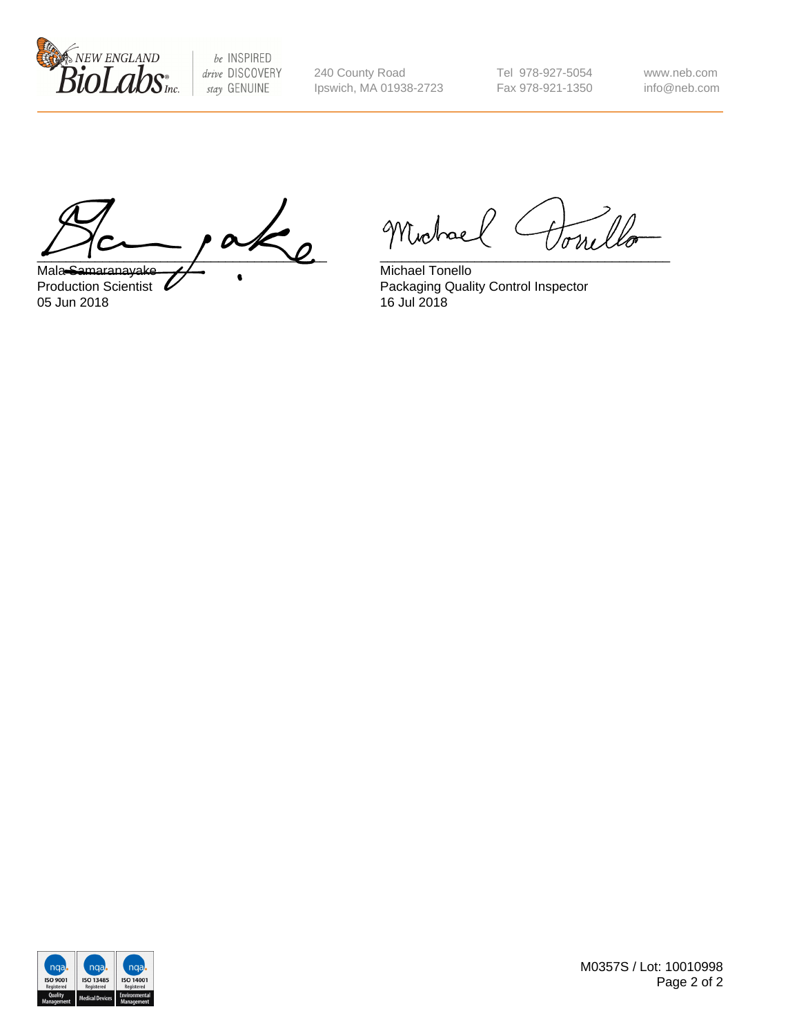Mala Samaranayake
Production Scientist
05 Jun 2018

Michael Tonello
Packaging Quality Control Inspector
16 Jul 2018

M0357S / Lot: 10010998